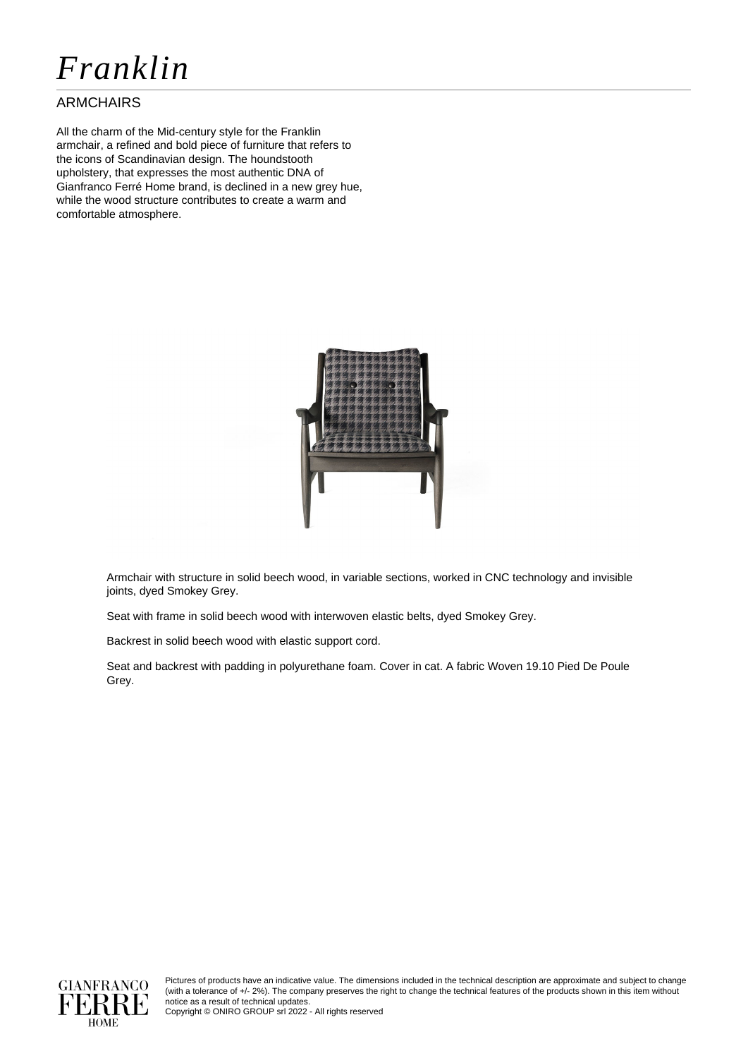# *Franklin*

## ARMCHAIRS

All the charm of the Mid-century style for the Franklin armchair, a refined and bold piece of furniture that refers to the icons of Scandinavian design. The houndstooth upholstery, that expresses the most authentic DNA of Gianfranco Ferré Home brand, is declined in a new grey hue, while the wood structure contributes to create a warm and comfortable atmosphere.

Armchair with structure in solid beech wood, in variable sections, worked in CNC technology and invisible joints, dyed Smokey Grey.

Seat with frame in solid beech wood with interwoven elastic belts, dyed Smokey Grey.

Backrest in solid beech wood with elastic support cord.

Seat and backrest with padding in polyurethane foam. Cover in cat. A fabric Woven 19.10 Pied De Poule Grey.

Pictures of products have an indicative value. The dimensions included in the technical description are approximate and subject to change (with a tolerance of +/- 2%). The company preserves the right to change the technical features of the products shown in this item without notice as a result of technical updates.
Copyright © ONIRO GROUP srl 2022 - All rights reserved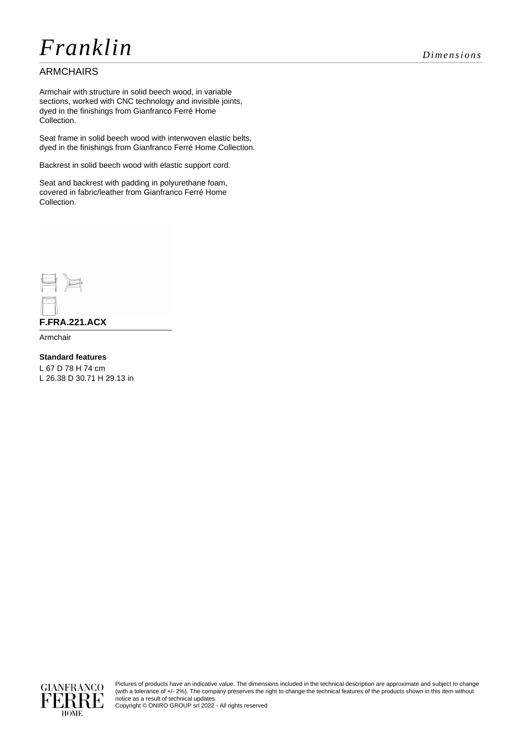# *Franklin*

*Dimensions*

## ARMCHAIRS

Armchair with structure in solid beech wood, in variable sections, worked with CNC technology and invisible joints, dyed in the finishings from Gianfranco Ferré Home Collection.

Seat frame in solid beech wood with interwoven elastic belts, dyed in the finishings from Gianfranco Ferré Home Collection.

Backrest in solid beech wood with elastic support cord.

Seat and backrest with padding in polyurethane foam, covered in fabric/leather from Gianfranco Ferré Home Collection.

**F.FRA.221.ACX**

Armchair

**Standard features**

L 67 D 78 H 74 cm

L 26.38 D 30.71 H 29.13 in

Pictures of products have an indicative value. The dimensions included in the technical description are approximate and subject to change (with a tolerance of +/- 2%). The company preserves the right to change the technical features of the products shown in this item without notice as a result of technical updates.
Copyright © ONIRO GROUP srl 2022 - All rights reserved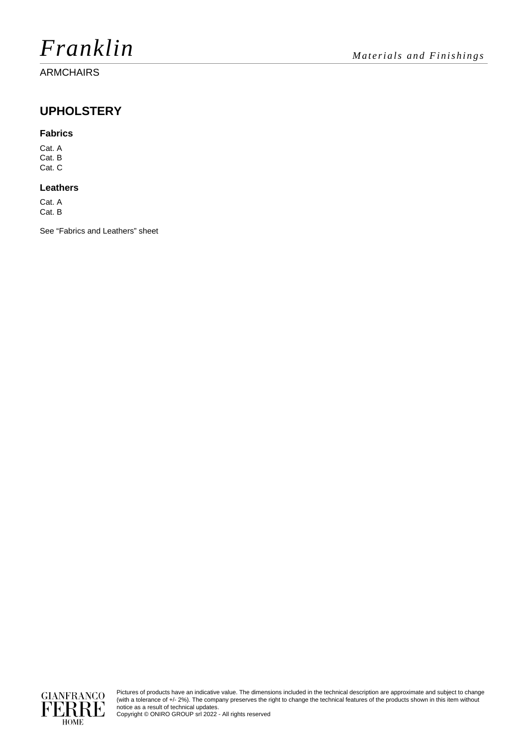# UPHOLSTERY

## Fabrics

Cat. A
Cat. B
Cat. C

## Leathers

Cat. A
Cat. B

See “Fabrics and Leathers” sheet